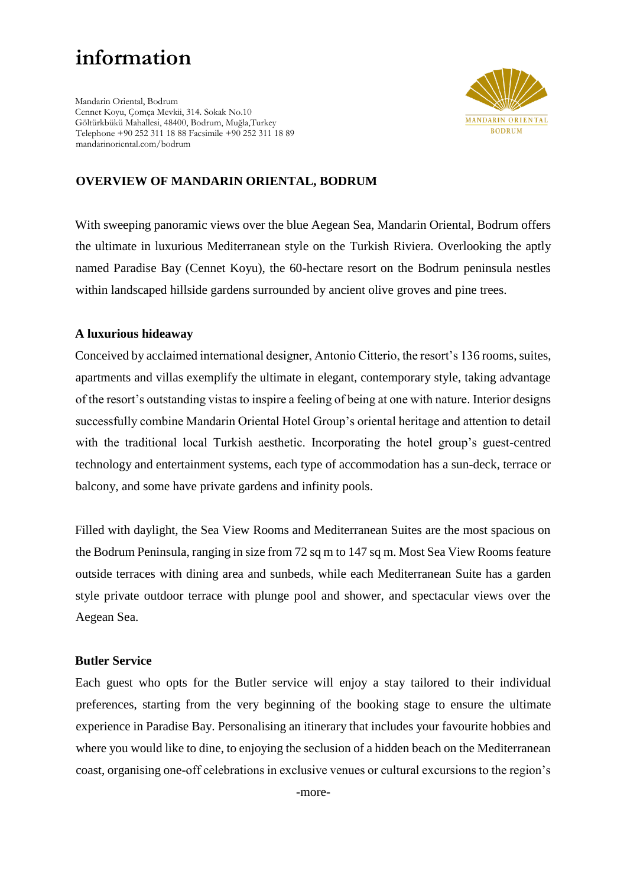# information

Mandarin Oriental, Bodrum
Cennet Koyu, Çomça Mevkii, 314. Sokak No.10
Göltürkbükü Mahallesi, 48400, Bodrum, Muğla,Turkey
Telephone +90 252 311 18 88 Facsimile +90 252 311 18 89
mandarinoriental.com/bodrum

MANDARIN ORIENTAL
BODRUM

## OVERVIEW OF MANDARIN ORIENTAL, BODRUM

With sweeping panoramic views over the blue Aegean Sea, Mandarin Oriental, Bodrum offers the ultimate in luxurious Mediterranean style on the Turkish Riviera. Overlooking the aptly named Paradise Bay (Cennet Koyu), the 60-hectare resort on the Bodrum peninsula nestles within landscaped hillside gardens surrounded by ancient olive groves and pine trees.

### A luxurious hideaway

Conceived by acclaimed international designer, Antonio Citterio, the resort's 136 rooms, suites, apartments and villas exemplify the ultimate in elegant, contemporary style, taking advantage of the resort's outstanding vistas to inspire a feeling of being at one with nature. Interior designs successfully combine Mandarin Oriental Hotel Group's oriental heritage and attention to detail with the traditional local Turkish aesthetic. Incorporating the hotel group's guest-centred technology and entertainment systems, each type of accommodation has a sun-deck, terrace or balcony, and some have private gardens and infinity pools.

Filled with daylight, the Sea View Rooms and Mediterranean Suites are the most spacious on the Bodrum Peninsula, ranging in size from 72 sq m to 147 sq m. Most Sea View Rooms feature outside terraces with dining area and sunbeds, while each Mediterranean Suite has a garden style private outdoor terrace with plunge pool and shower, and spectacular views over the Aegean Sea.

### Butler Service

Each guest who opts for the Butler service will enjoy a stay tailored to their individual preferences, starting from the very beginning of the booking stage to ensure the ultimate experience in Paradise Bay. Personalising an itinerary that includes your favourite hobbies and where you would like to dine, to enjoying the seclusion of a hidden beach on the Mediterranean coast, organising one-off celebrations in exclusive venues or cultural excursions to the region's

-more-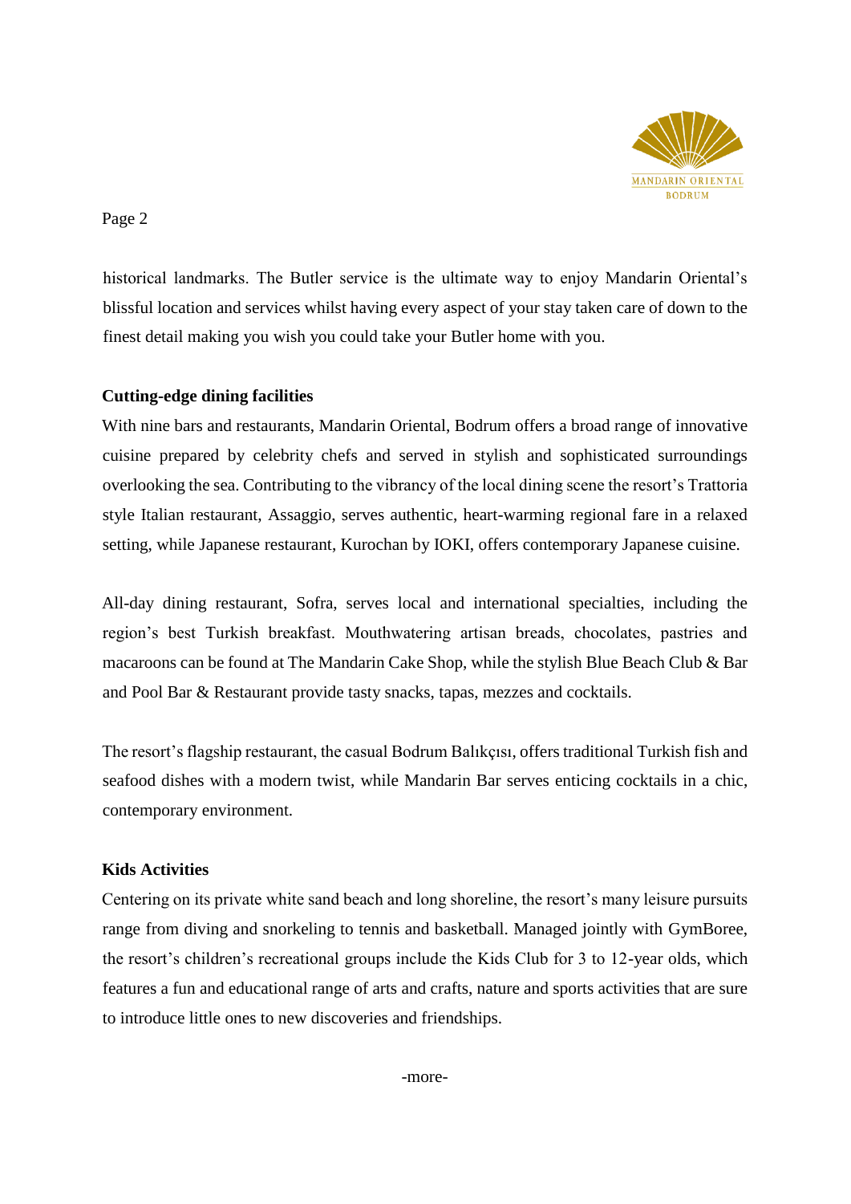historical landmarks. The Butler service is the ultimate way to enjoy Mandarin Oriental's blissful location and services whilst having every aspect of your stay taken care of down to the finest detail making you wish you could take your Butler home with you.

**Cutting-edge dining facilities**

With nine bars and restaurants, Mandarin Oriental, Bodrum offers a broad range of innovative cuisine prepared by celebrity chefs and served in stylish and sophisticated surroundings overlooking the sea. Contributing to the vibrancy of the local dining scene the resort's Trattoria style Italian restaurant, Assaggio, serves authentic, heart-warming regional fare in a relaxed setting, while Japanese restaurant, Kurochan by IOKI, offers contemporary Japanese cuisine.

All-day dining restaurant, Sofra, serves local and international specialties, including the region's best Turkish breakfast. Mouthwatering artisan breads, chocolates, pastries and macaroons can be found at The Mandarin Cake Shop, while the stylish Blue Beach Club & Bar and Pool Bar & Restaurant provide tasty snacks, tapas, mezzes and cocktails.

The resort's flagship restaurant, the casual Bodrum Balıkçısı, offers traditional Turkish fish and seafood dishes with a modern twist, while Mandarin Bar serves enticing cocktails in a chic, contemporary environment.

**Kids Activities**

Centering on its private white sand beach and long shoreline, the resort's many leisure pursuits range from diving and snorkeling to tennis and basketball. Managed jointly with GymBoree, the resort's children's recreational groups include the Kids Club for 3 to 12-year olds, which features a fun and educational range of arts and crafts, nature and sports activities that are sure to introduce little ones to new discoveries and friendships.

-more-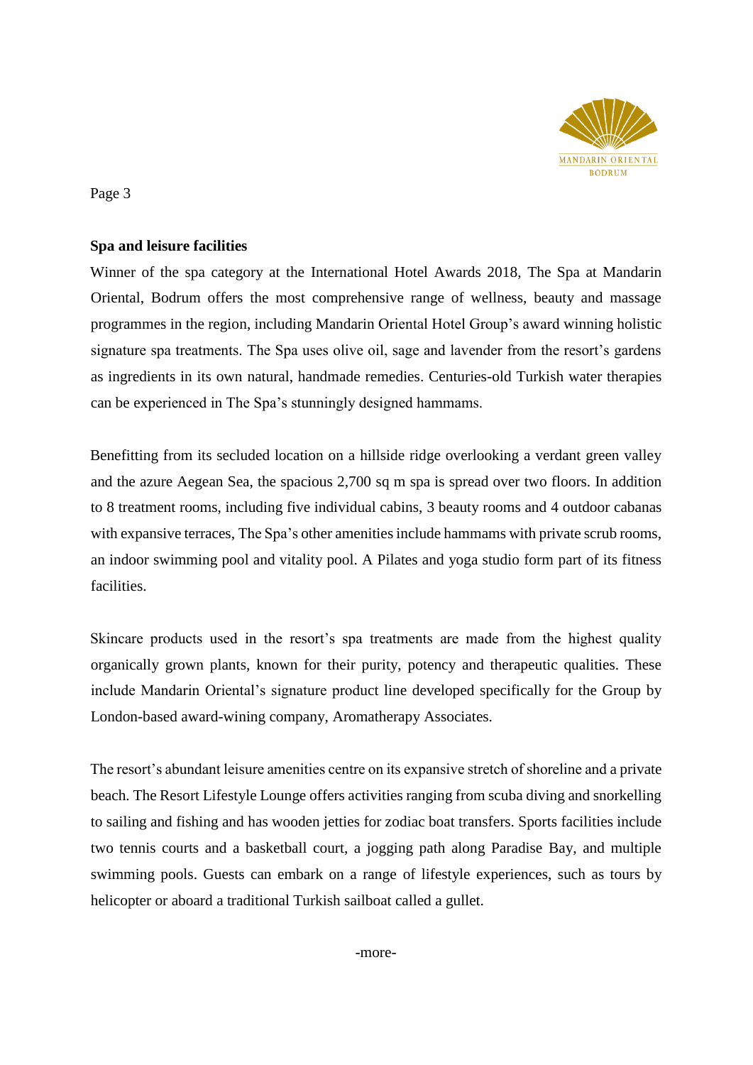**Spa and leisure facilities**

Winner of the spa category at the International Hotel Awards 2018, The Spa at Mandarin Oriental, Bodrum offers the most comprehensive range of wellness, beauty and massage programmes in the region, including Mandarin Oriental Hotel Group's award winning holistic signature spa treatments. The Spa uses olive oil, sage and lavender from the resort's gardens as ingredients in its own natural, handmade remedies. Centuries-old Turkish water therapies can be experienced in The Spa's stunningly designed hammams.

Benefitting from its secluded location on a hillside ridge overlooking a verdant green valley and the azure Aegean Sea, the spacious 2,700 sq m spa is spread over two floors. In addition to 8 treatment rooms, including five individual cabins, 3 beauty rooms and 4 outdoor cabanas with expansive terraces, The Spa's other amenities include hammams with private scrub rooms, an indoor swimming pool and vitality pool. A Pilates and yoga studio form part of its fitness facilities.

Skincare products used in the resort's spa treatments are made from the highest quality organically grown plants, known for their purity, potency and therapeutic qualities. These include Mandarin Oriental's signature product line developed specifically for the Group by London-based award-wining company, Aromatherapy Associates.

The resort's abundant leisure amenities centre on its expansive stretch of shoreline and a private beach. The Resort Lifestyle Lounge offers activities ranging from scuba diving and snorkelling to sailing and fishing and has wooden jetties for zodiac boat transfers. Sports facilities include two tennis courts and a basketball court, a jogging path along Paradise Bay, and multiple swimming pools. Guests can embark on a range of lifestyle experiences, such as tours by helicopter or aboard a traditional Turkish sailboat called a gullet.

-more-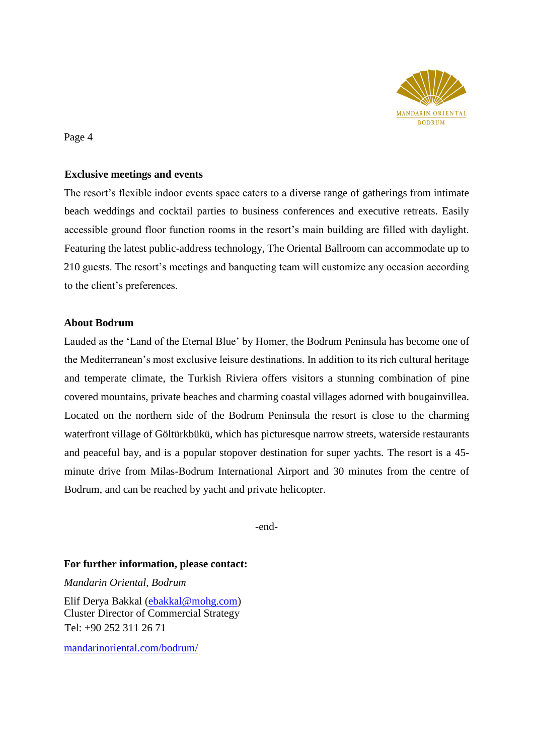**Exclusive meetings and events**

The resort's flexible indoor events space caters to a diverse range of gatherings from intimate beach weddings and cocktail parties to business conferences and executive retreats. Easily accessible ground floor function rooms in the resort's main building are filled with daylight. Featuring the latest public-address technology, The Oriental Ballroom can accommodate up to 210 guests. The resort's meetings and banqueting team will customize any occasion according to the client's preferences.

**About Bodrum**

Lauded as the 'Land of the Eternal Blue' by Homer, the Bodrum Peninsula has become one of the Mediterranean's most exclusive leisure destinations. In addition to its rich cultural heritage and temperate climate, the Turkish Riviera offers visitors a stunning combination of pine covered mountains, private beaches and charming coastal villages adorned with bougainvillea. Located on the northern side of the Bodrum Peninsula the resort is close to the charming waterfront village of Göltürkbükü, which has picturesque narrow streets, waterside restaurants and peaceful bay, and is a popular stopover destination for super yachts. The resort is a 45-minute drive from Milas-Bodrum International Airport and 30 minutes from the centre of Bodrum, and can be reached by yacht and private helicopter.

-end-

**For further information, please contact:**

*Mandarin Oriental, Bodrum*

Elif Derya Bakkal (ebakkal@mohg.com)
Cluster Director of Commercial Strategy
Tel: +90 252 311 26 71

mandarinoriental.com/bodrum/